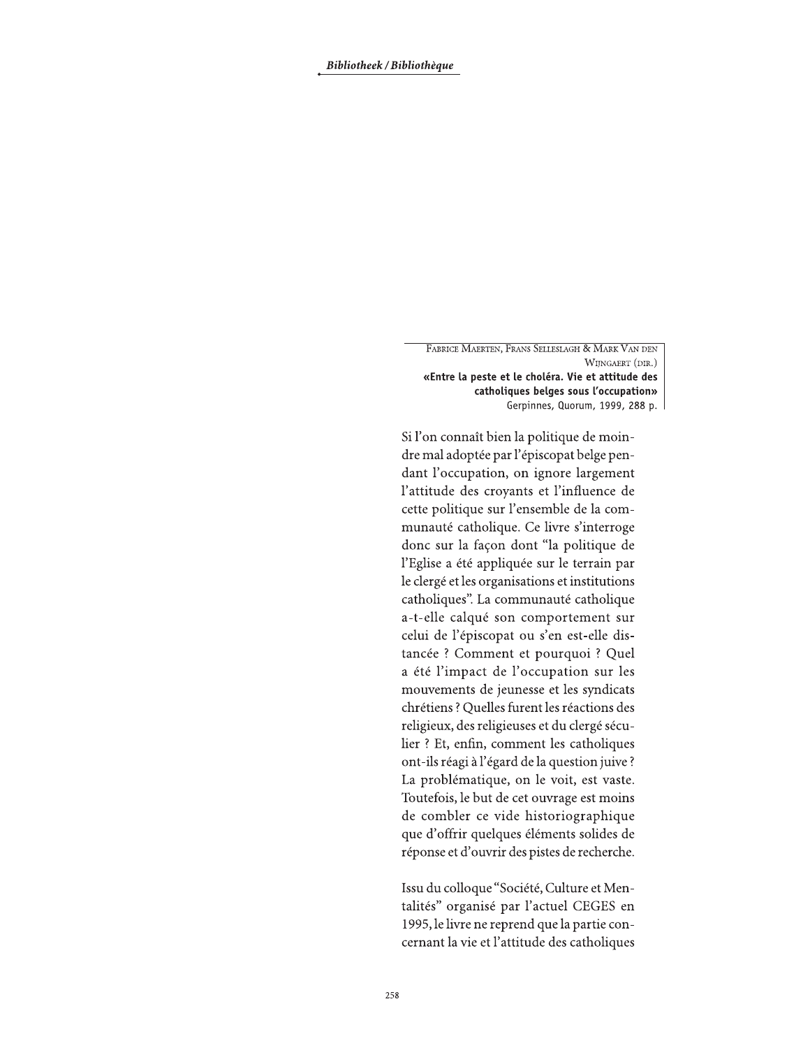Fabrice Maerten, Frans Selleslagh & Mark Van den Wijngaert (dir.)
**«Entre la peste et le choléra. Vie et attitude des catholiques belges sous l'occupation»**
Gerpinnes, Quorum, 1999, 288 p.

Si l'on connaît bien la politique de moindre mal adoptée par l'épiscopat belge pendant l'occupation, on ignore largement l'attitude des croyants et l'influence de cette politique sur l'ensemble de la communauté catholique. Ce livre s'interroge donc sur la façon dont "la politique de l'Eglise a été appliquée sur le terrain par le clergé et les organisations et institutions catholiques". La communauté catholique a-t-elle calqué son comportement sur celui de l'épiscopat ou s'en est-elle distancée ? Comment et pourquoi ? Quel a été l'impact de l'occupation sur les mouvements de jeunesse et les syndicats chrétiens ? Quelles furent les réactions des religieux, des religieuses et du clergé séculier ? Et, enfin, comment les catholiques ont-ils réagi à l'égard de la question juive ? La problématique, on le voit, est vaste. Toutefois, le but de cet ouvrage est moins de combler ce vide historiographique que d'offrir quelques éléments solides de réponse et d'ouvrir des pistes de recherche.

Issu du colloque "Société, Culture et Mentalités" organisé par l'actuel CEGES en 1995, le livre ne reprend que la partie concernant la vie et l'attitude des catholiques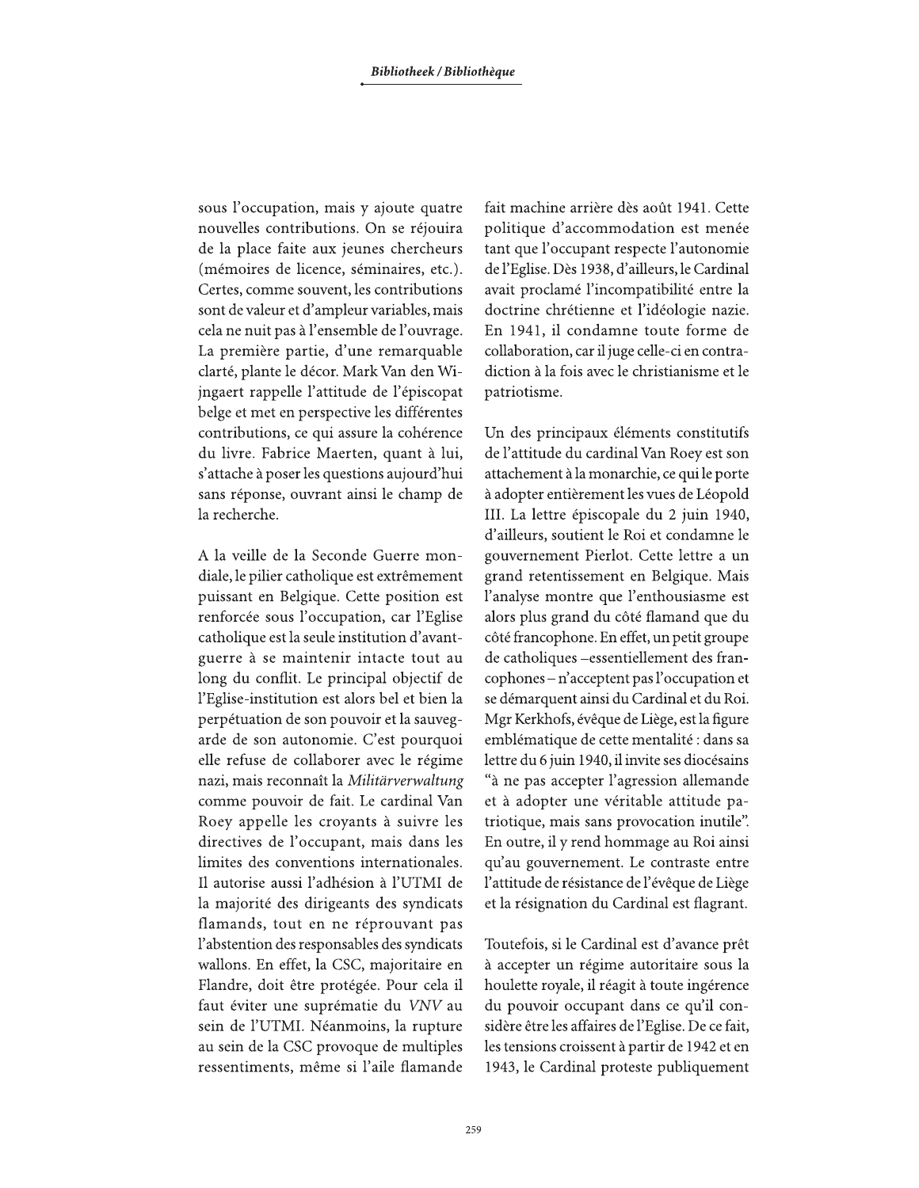sous l'occupation, mais y ajoute quatre nouvelles contributions. On se réjouira de la place faite aux jeunes chercheurs (mémoires de licence, séminaires, etc.). Certes, comme souvent, les contributions sont de valeur et d'ampleur variables, mais cela ne nuit pas à l'ensemble de l'ouvrage. La première partie, d'une remarquable clarté, plante le décor. Mark Van den Wijngaert rappelle l'attitude de l'épiscopat belge et met en perspective les différentes contributions, ce qui assure la cohérence du livre. Fabrice Maerten, quant à lui, s'attache à poser les questions aujourd'hui sans réponse, ouvrant ainsi le champ de la recherche.

A la veille de la Seconde Guerre mondiale, le pilier catholique est extrêmement puissant en Belgique. Cette position est renforcée sous l'occupation, car l'Eglise catholique est la seule institution d'avant-guerre à se maintenir intacte tout au long du conflit. Le principal objectif de l'Eglise-institution est alors bel et bien la perpétuation de son pouvoir et la sauvegarde de son autonomie. C'est pourquoi elle refuse de collaborer avec le régime nazi, mais reconnaît la *Militärverwaltung* comme pouvoir de fait. Le cardinal Van Roey appelle les croyants à suivre les directives de l'occupant, mais dans les limites des conventions internationales. Il autorise aussi l'adhésion à l'UTMI de la majorité des dirigeants des syndicats flamands, tout en ne réprouvant pas l'abstention des responsables des syndicats wallons. En effet, la CSC, majoritaire en Flandre, doit être protégée. Pour cela il faut éviter une suprématie du *VNV* au sein de l'UTMI. Néanmoins, la rupture au sein de la CSC provoque de multiples ressentiments, même si l'aile flamande fait machine arrière dès août 1941. Cette politique d'accommodation est menée tant que l'occupant respecte l'autonomie de l'Eglise. Dès 1938, d'ailleurs, le Cardinal avait proclamé l'incompatibilité entre la doctrine chrétienne et l'idéologie nazie. En 1941, il condamne toute forme de collaboration, car il juge celle-ci en contradiction à la fois avec le christianisme et le patriotisme.

Un des principaux éléments constitutifs de l'attitude du cardinal Van Roey est son attachement à la monarchie, ce qui le porte à adopter entièrement les vues de Léopold III. La lettre épiscopale du 2 juin 1940, d'ailleurs, soutient le Roi et condamne le gouvernement Pierlot. Cette lettre a un grand retentissement en Belgique. Mais l'analyse montre que l'enthousiasme est alors plus grand du côté flamand que du côté francophone. En effet, un petit groupe de catholiques –essentiellement des francophones– n'acceptent pas l'occupation et se démarquent ainsi du Cardinal et du Roi. Mgr Kerkhofs, évêque de Liège, est la figure emblématique de cette mentalité : dans sa lettre du 6 juin 1940, il invite ses diocésains "à ne pas accepter l'agression allemande et à adopter une véritable attitude patriotique, mais sans provocation inutile". En outre, il y rend hommage au Roi ainsi qu'au gouvernement. Le contraste entre l'attitude de résistance de l'évêque de Liège et la résignation du Cardinal est flagrant.

Toutefois, si le Cardinal est d'avance prêt à accepter un régime autoritaire sous la houlette royale, il réagit à toute ingérence du pouvoir occupant dans ce qu'il considère être les affaires de l'Eglise. De ce fait, les tensions croissent à partir de 1942 et en 1943, le Cardinal proteste publiquement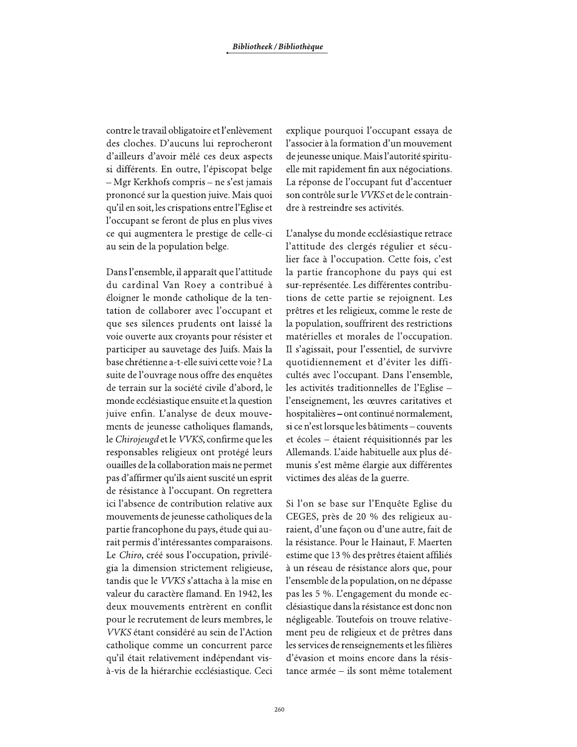contre le travail obligatoire et l'enlèvement des cloches. D'aucuns lui reprocheront d'ailleurs d'avoir mêlé ces deux aspects si différents. En outre, l'épiscopat belge – Mgr Kerkhofs compris – ne s'est jamais prononcé sur la question juive. Mais quoi qu'il en soit, les crispations entre l'Eglise et l'occupant se feront de plus en plus vives ce qui augmentera le prestige de celle-ci au sein de la population belge.

Dans l'ensemble, il apparaît que l'attitude du cardinal Van Roey a contribué à éloigner le monde catholique de la tentation de collaborer avec l'occupant et que ses silences prudents ont laissé la voie ouverte aux croyants pour résister et participer au sauvetage des Juifs. Mais la base chrétienne a-t-elle suivi cette voie ? La suite de l'ouvrage nous offre des enquêtes de terrain sur la société civile d'abord, le monde ecclésiastique ensuite et la question juive enfin. L'analyse de deux mouvements de jeunesse catholiques flamands, le *Chirojeugd* et le *VVKS*, confirme que les responsables religieux ont protégé leurs ouailles de la collaboration mais ne permet pas d'affirmer qu'ils aient suscité un esprit de résistance à l'occupant. On regrettera ici l'absence de contribution relative aux mouvements de jeunesse catholiques de la partie francophone du pays, étude qui aurait permis d'intéressantes comparaisons. Le *Chiro*, créé sous l'occupation, privilégia la dimension strictement religieuse, tandis que le *VVKS* s'attacha à la mise en valeur du caractère flamand. En 1942, les deux mouvements entrèrent en conflit pour le recrutement de leurs membres, le *VVKS* étant considéré au sein de l'Action catholique comme un concurrent parce qu'il était relativement indépendant vis-à-vis de la hiérarchie ecclésiastique. Ceci explique pourquoi l'occupant essaya de l'associer à la formation d'un mouvement de jeunesse unique. Mais l'autorité spirituelle mit rapidement fin aux négociations. La réponse de l'occupant fut d'accentuer son contrôle sur le *VVKS* et de le contraindre à restreindre ses activités.

L'analyse du monde ecclésiastique retrace l'attitude des clergés régulier et séculier face à l'occupation. Cette fois, c'est la partie francophone du pays qui est sur-représentée. Les différentes contributions de cette partie se rejoignent. Les prêtres et les religieux, comme le reste de la population, souffrirent des restrictions matérielles et morales de l'occupation. Il s'agissait, pour l'essentiel, de survivre quotidiennement et d'éviter les difficultés avec l'occupant. Dans l'ensemble, les activités traditionnelles de l'Eglise – l'enseignement, les œuvres caritatives et hospitalières – ont continué normalement, si ce n'est lorsque les bâtiments – couvents et écoles – étaient réquisitionnés par les Allemands. L'aide habituelle aux plus démunis s'est même élargie aux différentes victimes des aléas de la guerre.

Si l'on se base sur l'Enquête Eglise du CEGES, près de 20 % des religieux auraient, d'une façon ou d'une autre, fait de la résistance. Pour le Hainaut, F. Maerten estime que 13 % des prêtres étaient affiliés à un réseau de résistance alors que, pour l'ensemble de la population, on ne dépasse pas les 5 %. L'engagement du monde ecclésiastique dans la résistance est donc non négligeable. Toutefois on trouve relativement peu de religieux et de prêtres dans les services de renseignements et les filières d'évasion et moins encore dans la résistance armée – ils sont même totalement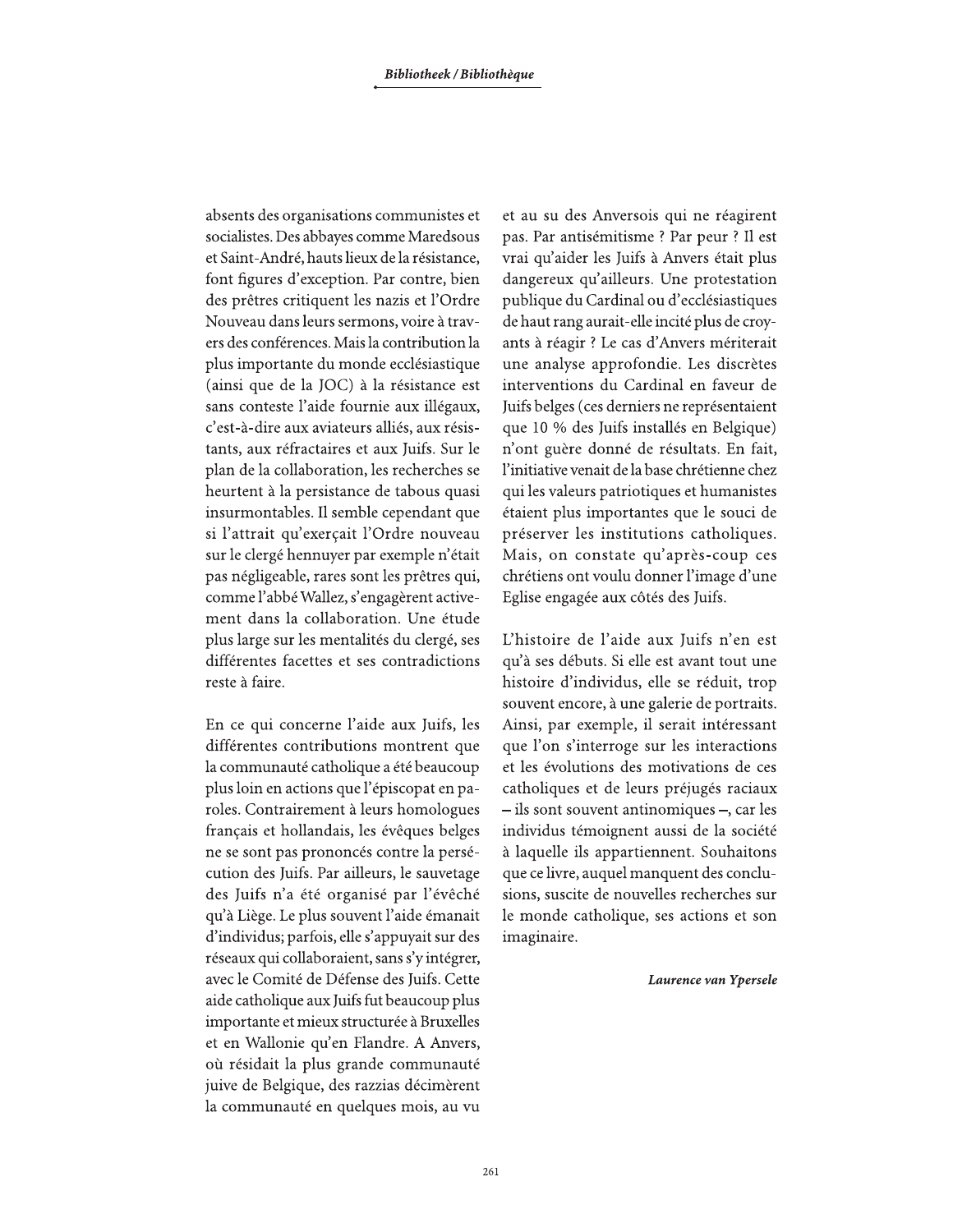absents des organisations communistes et socialistes. Des abbayes comme Maredsous et Saint-André, hauts lieux de la résistance, font figures d'exception. Par contre, bien des prêtres critiquent les nazis et l'Ordre Nouveau dans leurs sermons, voire à travers des conférences. Mais la contribution la plus importante du monde ecclésiastique (ainsi que de la JOC) à la résistance est sans conteste l'aide fournie aux illégaux, c'est-à-dire aux aviateurs alliés, aux résistants, aux réfractaires et aux Juifs. Sur le plan de la collaboration, les recherches se heurtent à la persistance de tabous quasi insurmontables. Il semble cependant que si l'attrait qu'exerçait l'Ordre nouveau sur le clergé hennuyer par exemple n'était pas négligeable, rares sont les prêtres qui, comme l'abbé Wallez, s'engagèrent activement dans la collaboration. Une étude plus large sur les mentalités du clergé, ses différentes facettes et ses contradictions reste à faire.

En ce qui concerne l'aide aux Juifs, les différentes contributions montrent que la communauté catholique a été beaucoup plus loin en actions que l'épiscopat en paroles. Contrairement à leurs homologues français et hollandais, les évêques belges ne se sont pas prononcés contre la persécution des Juifs. Par ailleurs, le sauvetage des Juifs n'a été organisé par l'évêché qu'à Liège. Le plus souvent l'aide émanait d'individus; parfois, elle s'appuyait sur des réseaux qui collaboraient, sans s'y intégrer, avec le Comité de Défense des Juifs. Cette aide catholique aux Juifs fut beaucoup plus importante et mieux structurée à Bruxelles et en Wallonie qu'en Flandre. A Anvers, où résidait la plus grande communauté juive de Belgique, des razzias décimèrent la communauté en quelques mois, au vu et au su des Anversois qui ne réagirent pas. Par antisémitisme ? Par peur ? Il est vrai qu'aider les Juifs à Anvers était plus dangereux qu'ailleurs. Une protestation publique du Cardinal ou d'ecclésiastiques de haut rang aurait-elle incité plus de croyants à réagir ? Le cas d'Anvers mériterait une analyse approfondie. Les discrètes interventions du Cardinal en faveur de Juifs belges (ces derniers ne représentaient que 10 % des Juifs installés en Belgique) n'ont guère donné de résultats. En fait, l'initiative venait de la base chrétienne chez qui les valeurs patriotiques et humanistes étaient plus importantes que le souci de préserver les institutions catholiques. Mais, on constate qu'après-coup ces chrétiens ont voulu donner l'image d'une Eglise engagée aux côtés des Juifs.

L'histoire de l'aide aux Juifs n'en est qu'à ses débuts. Si elle est avant tout une histoire d'individus, elle se réduit, trop souvent encore, à une galerie de portraits. Ainsi, par exemple, il serait intéressant que l'on s'interroge sur les interactions et les évolutions des motivations de ces catholiques et de leurs préjugés raciaux – ils sont souvent antinomiques –, car les individus témoignent aussi de la société à laquelle ils appartiennent. Souhaitons que ce livre, auquel manquent des conclusions, suscite de nouvelles recherches sur le monde catholique, ses actions et son imaginaire.

***Laurence van Ypersele***